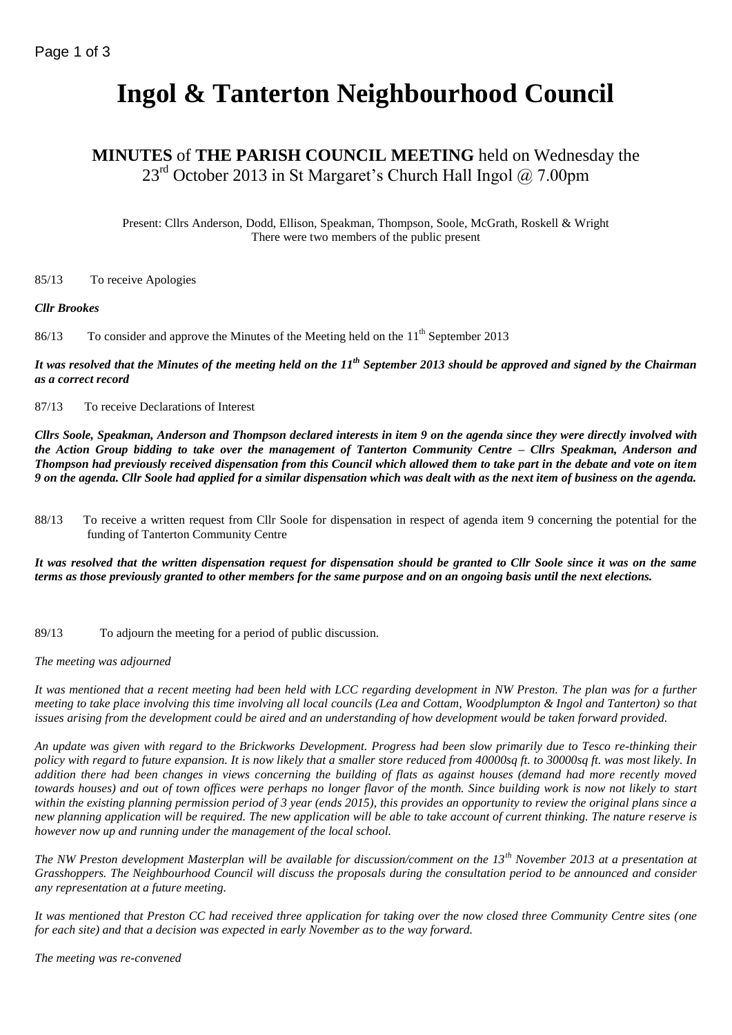# Ingol & Tanterton Neighbourhood Council

## MINUTES of THE PARISH COUNCIL MEETING held on Wednesday the 23rd October 2013 in St Margaret's Church Hall Ingol @ 7.00pm

Present: Cllrs Anderson, Dodd, Ellison, Speakman, Thompson, Soole, McGrath, Roskell & Wright
There were two members of the public present

85/13 To receive Apologies

***Cllr Brookes***

86/13 To consider and approve the Minutes of the Meeting held on the 11th September 2013

***It was resolved that the Minutes of the meeting held on the 11th September 2013 should be approved and signed by the Chairman as a correct record***

87/13 To receive Declarations of Interest

***Cllrs Soole, Speakman, Anderson and Thompson declared interests in item 9 on the agenda since they were directly involved with the Action Group bidding to take over the management of Tanterton Community Centre – Cllrs Speakman, Anderson and Thompson had previously received dispensation from this Council which allowed them to take part in the debate and vote on item 9 on the agenda. Cllr Soole had applied for a similar dispensation which was dealt with as the next item of business on the agenda.***

88/13 To receive a written request from Cllr Soole for dispensation in respect of agenda item 9 concerning the potential for the funding of Tanterton Community Centre

***It was resolved that the written dispensation request for dispensation should be granted to Cllr Soole since it was on the same terms as those previously granted to other members for the same purpose and on an ongoing basis until the next elections.***

89/13 To adjourn the meeting for a period of public discussion.

*The meeting was adjourned*

*It was mentioned that a recent meeting had been held with LCC regarding development in NW Preston. The plan was for a further meeting to take place involving this time involving all local councils (Lea and Cottam, Woodplumpton & Ingol and Tanterton) so that issues arising from the development could be aired and an understanding of how development would be taken forward provided.*

*An update was given with regard to the Brickworks Development. Progress had been slow primarily due to Tesco re-thinking their policy with regard to future expansion. It is now likely that a smaller store reduced from 40000sq ft. to 30000sq ft. was most likely. In addition there had been changes in views concerning the building of flats as against houses (demand had more recently moved towards houses) and out of town offices were perhaps no longer flavor of the month. Since building work is now not likely to start within the existing planning permission period of 3 year (ends 2015), this provides an opportunity to review the original plans since a new planning application will be required. The new application will be able to take account of current thinking. The nature reserve is however now up and running under the management of the local school.*

*The NW Preston development Masterplan will be available for discussion/comment on the 13th November 2013 at a presentation at Grasshoppers. The Neighbourhood Council will discuss the proposals during the consultation period to be announced and consider any representation at a future meeting.*

*It was mentioned that Preston CC had received three application for taking over the now closed three Community Centre sites (one for each site) and that a decision was expected in early November as to the way forward.*

*The meeting was re-convened*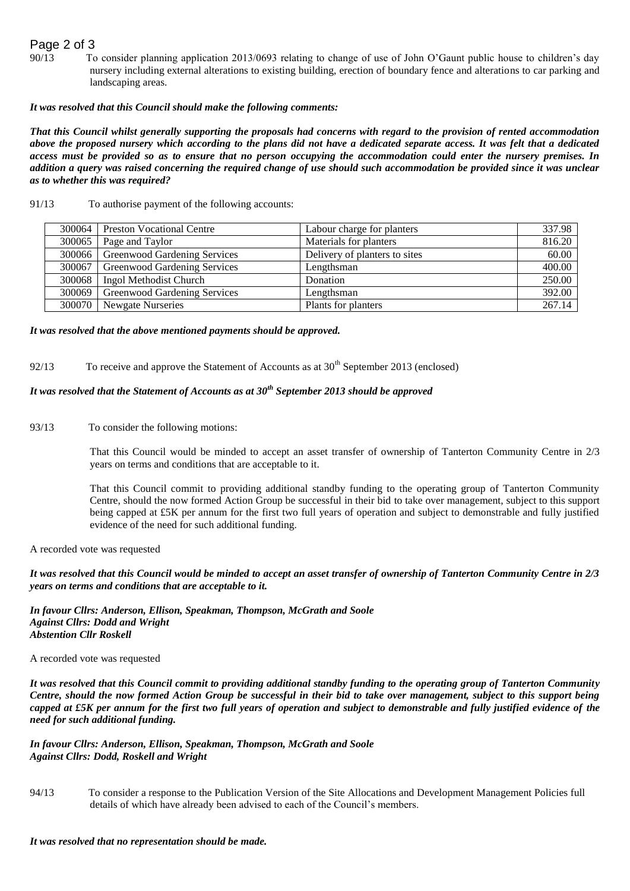90/13 To consider planning application 2013/0693 relating to change of use of John O'Gaunt public house to children's day nursery including external alterations to existing building, erection of boundary fence and alterations to car parking and landscaping areas.

***It was resolved that this Council should make the following comments:***

***That this Council whilst generally supporting the proposals had concerns with regard to the provision of rented accommodation above the proposed nursery which according to the plans did not have a dedicated separate access. It was felt that a dedicated access must be provided so as to ensure that no person occupying the accommodation could enter the nursery premises. In addition a query was raised concerning the required change of use should such accommodation be provided since it was unclear as to whether this was required?***

91/13 To authorise payment of the following accounts:

| | | | |
|---|---|---|---|
| 300064 | Preston Vocational Centre | Labour charge for planters | 337.98 |
| 300065 | Page and Taylor | Materials for planters | 816.20 |
| 300066 | Greenwood Gardening Services | Delivery of planters to sites | 60.00 |
| 300067 | Greenwood Gardening Services | Lengthsman | 400.00 |
| 300068 | Ingol Methodist Church | Donation | 250.00 |
| 300069 | Greenwood Gardening Services | Lengthsman | 392.00 |
| 300070 | Newgate Nurseries | Plants for planters | 267.14 |

***It was resolved that the above mentioned payments should be approved.***

92/13 To receive and approve the Statement of Accounts as at 30th September 2013 (enclosed)

***It was resolved that the Statement of Accounts as at 30th September 2013 should be approved***

93/13 To consider the following motions:

That this Council would be minded to accept an asset transfer of ownership of Tanterton Community Centre in 2/3 years on terms and conditions that are acceptable to it.

That this Council commit to providing additional standby funding to the operating group of Tanterton Community Centre, should the now formed Action Group be successful in their bid to take over management, subject to this support being capped at £5K per annum for the first two full years of operation and subject to demonstrable and fully justified evidence of the need for such additional funding.

A recorded vote was requested

***It was resolved that this Council would be minded to accept an asset transfer of ownership of Tanterton Community Centre in 2/3 years on terms and conditions that are acceptable to it.***

***In favour Cllrs: Anderson, Ellison, Speakman, Thompson, McGrath and Soole***
***Against Cllrs: Dodd and Wright***
***Abstention Cllr Roskell***

A recorded vote was requested

***It was resolved that this Council commit to providing additional standby funding to the operating group of Tanterton Community Centre, should the now formed Action Group be successful in their bid to take over management, subject to this support being capped at £5K per annum for the first two full years of operation and subject to demonstrable and fully justified evidence of the need for such additional funding.***

***In favour Cllrs: Anderson, Ellison, Speakman, Thompson, McGrath and Soole***
***Against Cllrs: Dodd, Roskell and Wright***

94/13 To consider a response to the Publication Version of the Site Allocations and Development Management Policies full details of which have already been advised to each of the Council's members.

***It was resolved that no representation should be made.***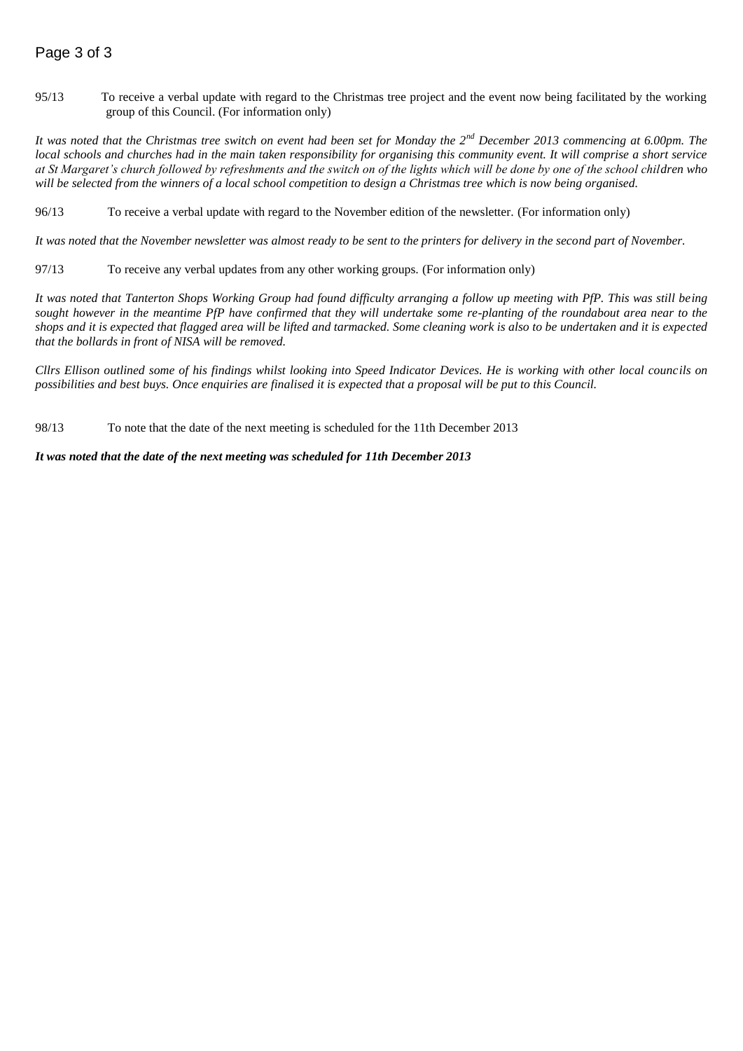95/13 To receive a verbal update with regard to the Christmas tree project and the event now being facilitated by the working group of this Council. (For information only)

*It was noted that the Christmas tree switch on event had been set for Monday the 2nd December 2013 commencing at 6.00pm. The local schools and churches had in the main taken responsibility for organising this community event. It will comprise a short service at St Margaret's church followed by refreshments and the switch on of the lights which will be done by one of the school children who will be selected from the winners of a local school competition to design a Christmas tree which is now being organised.*

96/13 To receive a verbal update with regard to the November edition of the newsletter. (For information only)

*It was noted that the November newsletter was almost ready to be sent to the printers for delivery in the second part of November.*

97/13 To receive any verbal updates from any other working groups. (For information only)

*It was noted that Tanterton Shops Working Group had found difficulty arranging a follow up meeting with PfP. This was still being sought however in the meantime PfP have confirmed that they will undertake some re-planting of the roundabout area near to the shops and it is expected that flagged area will be lifted and tarmacked. Some cleaning work is also to be undertaken and it is expected that the bollards in front of NISA will be removed.*

*Cllrs Ellison outlined some of his findings whilst looking into Speed Indicator Devices. He is working with other local councils on possibilities and best buys. Once enquiries are finalised it is expected that a proposal will be put to this Council.*

98/13 To note that the date of the next meeting is scheduled for the 11th December 2013

***It was noted that the date of the next meeting was scheduled for 11th December 2013***